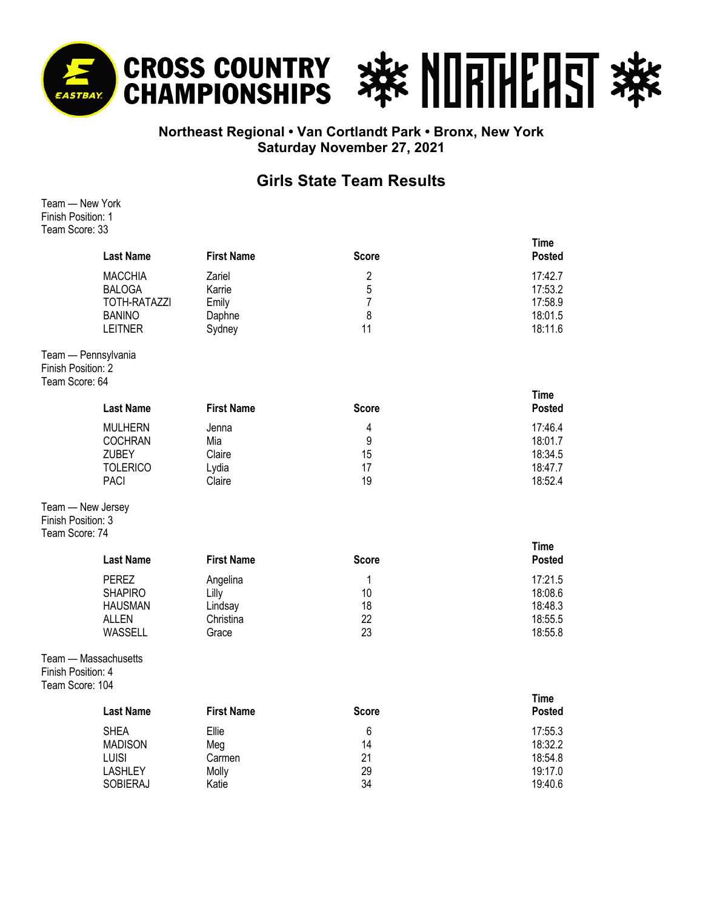# CROSS COUNTRY CHAMPIONSHIPS NORTHEAST

**Northeast Regional • Van Cortlandt Park • Bronx, New York**
**Saturday November 27, 2021**

## Girls State Team Results

Team — New York
Finish Position: 1
Team Score: 33

| Last Name | First Name | Score | Time Posted |
|---|---|---|---|
| MACCHIA | Zariel | 2 | 17:42.7 |
| BALOGA | Karrie | 5 | 17:53.2 |
| TOTH-RATAZZI | Emily | 7 | 17:58.9 |
| BANINO | Daphne | 8 | 18:01.5 |
| LEITNER | Sydney | 11 | 18:11.6 |

Team — Pennsylvania
Finish Position: 2
Team Score: 64

| Last Name | First Name | Score | Time Posted |
|---|---|---|---|
| MULHERN | Jenna | 4 | 17:46.4 |
| COCHRAN | Mia | 9 | 18:01.7 |
| ZUBEY | Claire | 15 | 18:34.5 |
| TOLERICO | Lydia | 17 | 18:47.7 |
| PACI | Claire | 19 | 18:52.4 |

Team — New Jersey
Finish Position: 3
Team Score: 74

| Last Name | First Name | Score | Time Posted |
|---|---|---|---|
| PEREZ | Angelina | 1 | 17:21.5 |
| SHAPIRO | Lilly | 10 | 18:08.6 |
| HAUSMAN | Lindsay | 18 | 18:48.3 |
| ALLEN | Christina | 22 | 18:55.5 |
| WASSELL | Grace | 23 | 18:55.8 |

Team — Massachusetts
Finish Position: 4
Team Score: 104

| Last Name | First Name | Score | Time Posted |
|---|---|---|---|
| SHEA | Ellie | 6 | 17:55.3 |
| MADISON | Meg | 14 | 18:32.2 |
| LUISI | Carmen | 21 | 18:54.8 |
| LASHLEY | Molly | 29 | 19:17.0 |
| SOBIERAJ | Katie | 34 | 19:40.6 |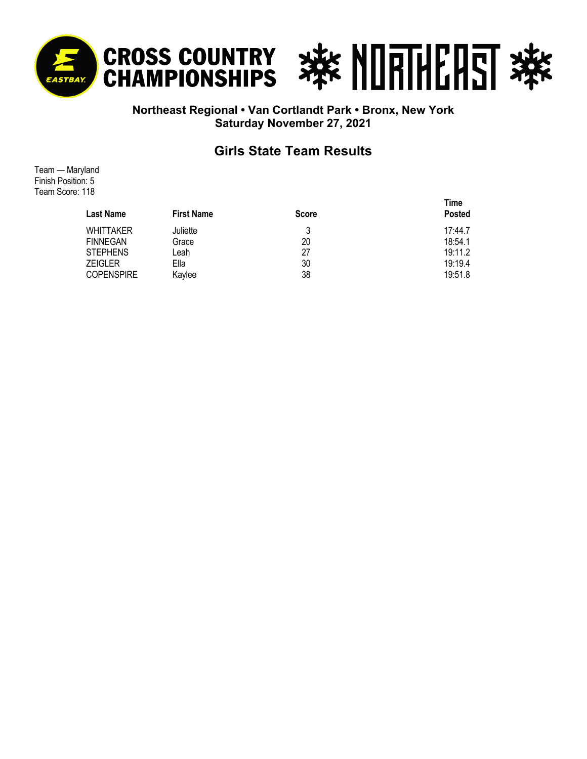CROSS COUNTRY CHAMPIONSHIPS NORTHEAST

**Northeast Regional • Van Cortlandt Park • Bronx, New York**
**Saturday November 27, 2021**

## Girls State Team Results

Team — Maryland
Finish Position: 5
Team Score: 118

| Last Name | First Name | Score | Time Posted |
|---|---|---|---|
| WHITTAKER | Juliette | 3 | 17:44.7 |
| FINNEGAN | Grace | 20 | 18:54.1 |
| STEPHENS | Leah | 27 | 19:11.2 |
| ZEIGLER | Ella | 30 | 19:19.4 |
| COPENSPIRE | Kaylee | 38 | 19:51.8 |